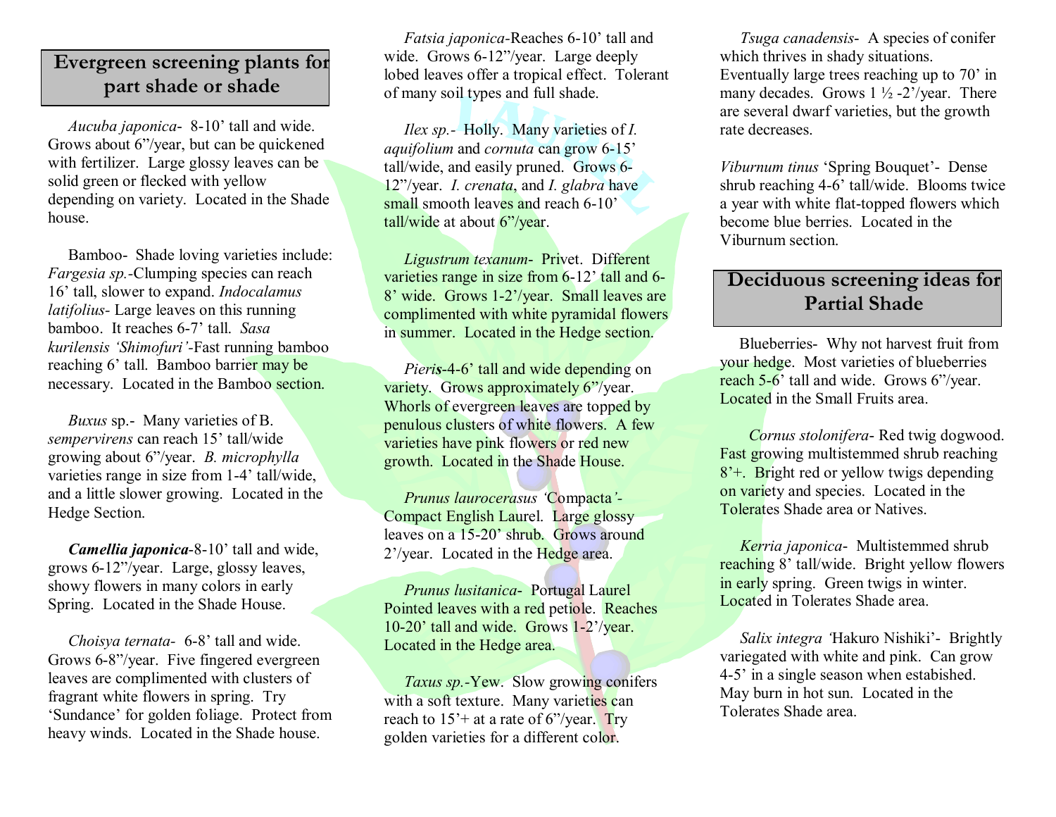## Evergreen screening plants for part shade or shade

*Aucuba japonica*- 8-10' tall and wide. Grows about 6"/year, but can be quickened with fertilizer. Large glossy leaves can be solid green or flecked with yellow depending on variety. Located in the Shade house.

Bamboo- Shade loving varieties include: *Fargesia sp.*-Clumping species can reach 16' tall, slower to expand. *Indocalamus latifolius*- Large leaves on this running bamboo. It reaches 6-7' tall. *Sasa kurilensis 'Shimofuri'*-Fast running bamboo reaching 6' tall. Bamboo barrier may be necessary. Located in the Bamboo section.

*Buxus* sp.- Many varieties of B. *sempervirens* can reach 15' tall/wide growing about 6"/year. *B. microphylla* varieties range in size from 1-4' tall/wide, and a little slower growing. Located in the Hedge Section.

***Camellia japonica***-8-10' tall and wide, grows 6-12"/year. Large, glossy leaves, showy flowers in many colors in early Spring. Located in the Shade House.

*Choisya ternata*- 6-8' tall and wide. Grows 6-8"/year. Five fingered evergreen leaves are complimented with clusters of fragrant white flowers in spring. Try 'Sundance' for golden foliage. Protect from heavy winds. Located in the Shade house.

*Fatsia japonica*-Reaches 6-10' tall and wide. Grows 6-12"/year. Large deeply lobed leaves offer a tropical effect. Tolerant of many soil types and full shade.

*Ilex sp.*- Holly. Many varieties of *I. aquifolium* and *cornuta* can grow 6-15' tall/wide, and easily pruned. Grows 6-12"/year. *I. crenata*, and *I. glabra* have small smooth leaves and reach 6-10' tall/wide at about 6"/year.

*Ligustrum texanum*- Privet. Different varieties range in size from 6-12' tall and 6-8' wide. Grows 1-2'/year. Small leaves are complimented with white pyramidal flowers in summer. Located in the Hedge section.

*Pieris*-4-6' tall and wide depending on variety. Grows approximately 6"/year. Whorls of evergreen leaves are topped by penulous clusters of white flowers. A few varieties have pink flowers or red new growth. Located in the Shade House.

*Prunus laurocerasus 'Compacta'*- Compact English Laurel. Large glossy leaves on a 15-20' shrub. Grows around 2'/year. Located in the Hedge area.

*Prunus lusitanica*- Portugal Laurel Pointed leaves with a red petiole. Reaches 10-20' tall and wide. Grows 1-2'/year. Located in the Hedge area.

*Taxus sp.*-Yew. Slow growing conifers with a soft texture. Many varieties can reach to 15'+ at a rate of 6"/year. Try golden varieties for a different color.

*Tsuga canadensis*- A species of conifer which thrives in shady situations. Eventually large trees reaching up to 70' in many decades. Grows 1 ½ -2'/year. There are several dwarf varieties, but the growth rate decreases.

*Viburnum tinus* 'Spring Bouquet'- Dense shrub reaching 4-6' tall/wide. Blooms twice a year with white flat-topped flowers which become blue berries. Located in the Viburnum section.

## Deciduous screening ideas for Partial Shade

Blueberries- Why not harvest fruit from your hedge. Most varieties of blueberries reach 5-6' tall and wide. Grows 6"/year. Located in the Small Fruits area.

*Cornus stolonifera*- Red twig dogwood. Fast growing multistemmed shrub reaching 8'+. Bright red or yellow twigs depending on variety and species. Located in the Tolerates Shade area or Natives.

*Kerria japonica*- Multistemmed shrub reaching 8' tall/wide. Bright yellow flowers in early spring. Green twigs in winter. Located in Tolerates Shade area.

*Salix integra 'Hakuro Nishiki'*- Brightly variegated with white and pink. Can grow 4-5' in a single season when estabished. May burn in hot sun. Located in the Tolerates Shade area.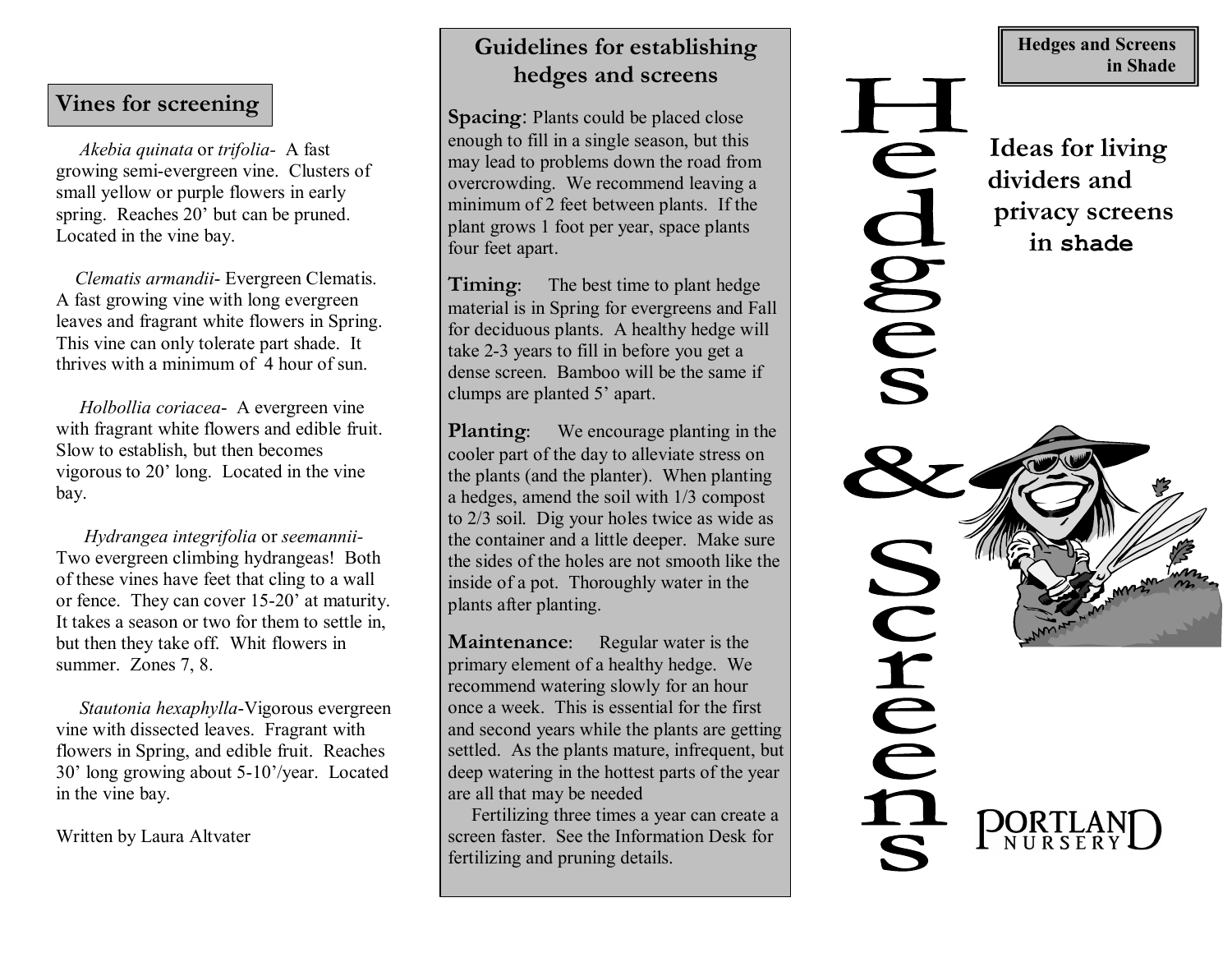## Vines for screening

*Akebia quinata* or *trifolia*- A fast growing semi-evergreen vine. Clusters of small yellow or purple flowers in early spring. Reaches 20' but can be pruned. Located in the vine bay.

*Clematis armandii*- Evergreen Clematis. A fast growing vine with long evergreen leaves and fragrant white flowers in Spring. This vine can only tolerate part shade. It thrives with a minimum of 4 hour of sun.

*Holbollia coriacea*- A evergreen vine with fragrant white flowers and edible fruit. Slow to establish, but then becomes vigorous to 20' long. Located in the vine bay.

*Hydrangea integrifolia* or *seemannii*- Two evergreen climbing hydrangeas! Both of these vines have feet that cling to a wall or fence. They can cover 15-20' at maturity. It takes a season or two for them to settle in, but then they take off. Whit flowers in summer. Zones 7, 8.

*Stautonia hexaphylla*-Vigorous evergreen vine with dissected leaves. Fragrant with flowers in Spring, and edible fruit. Reaches 30' long growing about 5-10'/year. Located in the vine bay.

Written by Laura Altvater

## Guidelines for establishing hedges and screens

**Spacing**: Plants could be placed close enough to fill in a single season, but this may lead to problems down the road from overcrowding. We recommend leaving a minimum of 2 feet between plants. If the plant grows 1 foot per year, space plants four feet apart.

**Timing**: The best time to plant hedge material is in Spring for evergreens and Fall for deciduous plants. A healthy hedge will take 2-3 years to fill in before you get a dense screen. Bamboo will be the same if clumps are planted 5' apart.

**Planting**: We encourage planting in the cooler part of the day to alleviate stress on the plants (and the planter). When planting a hedges, amend the soil with 1/3 compost to 2/3 soil. Dig your holes twice as wide as the container and a little deeper. Make sure the sides of the holes are not smooth like the inside of a pot. Thoroughly water in the plants after planting.

**Maintenance**: Regular water is the primary element of a healthy hedge. We recommend watering slowly for an hour once a week. This is essential for the first and second years while the plants are getting settled. As the plants mature, infrequent, but deep watering in the hottest parts of the year are all that may be needed

Fertilizing three times a year can create a screen faster. See the Information Desk for fertilizing and pruning details.

**Hedges and Screens in Shade**

# Hedges & Screens

### Ideas for living dividers and privacy screens in shade

PORTLAND NURSERY